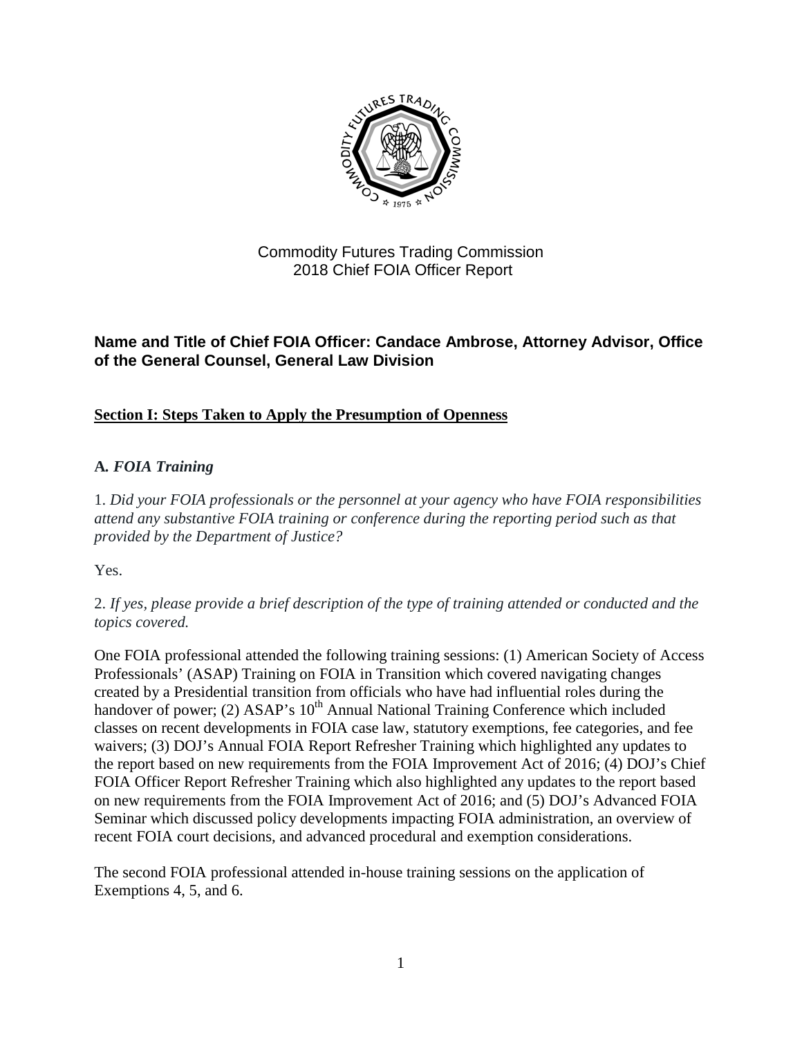Commodity Futures Trading Commission
2018 Chief FOIA Officer Report

**Name and Title of Chief FOIA Officer: Candace Ambrose, Attorney Advisor, Office of the General Counsel, General Law Division**

## Section I: Steps Taken to Apply the Presumption of Openness

### A. *FOIA Training*

1. *Did your FOIA professionals or the personnel at your agency who have FOIA responsibilities attend any substantive FOIA training or conference during the reporting period such as that provided by the Department of Justice?*

Yes.

2. *If yes, please provide a brief description of the type of training attended or conducted and the topics covered.*

One FOIA professional attended the following training sessions: (1) American Society of Access Professionals' (ASAP) Training on FOIA in Transition which covered navigating changes created by a Presidential transition from officials who have had influential roles during the handover of power; (2) ASAP's 10th Annual National Training Conference which included classes on recent developments in FOIA case law, statutory exemptions, fee categories, and fee waivers; (3) DOJ's Annual FOIA Report Refresher Training which highlighted any updates to the report based on new requirements from the FOIA Improvement Act of 2016; (4) DOJ's Chief FOIA Officer Report Refresher Training which also highlighted any updates to the report based on new requirements from the FOIA Improvement Act of 2016; and (5) DOJ's Advanced FOIA Seminar which discussed policy developments impacting FOIA administration, an overview of recent FOIA court decisions, and advanced procedural and exemption considerations.

The second FOIA professional attended in-house training sessions on the application of Exemptions 4, 5, and 6.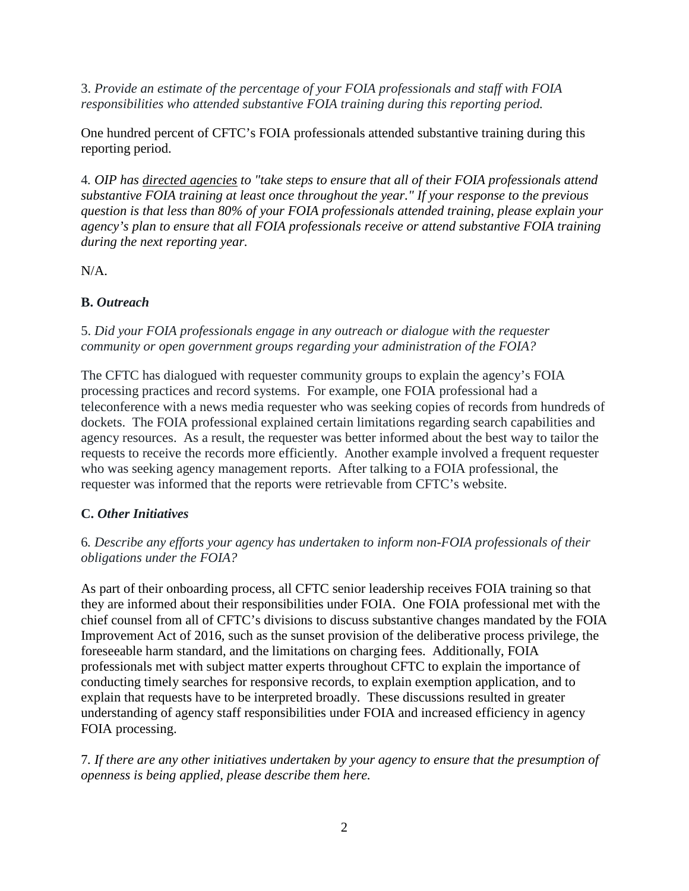3. *Provide an estimate of the percentage of your FOIA professionals and staff with FOIA responsibilities who attended substantive FOIA training during this reporting period.*

One hundred percent of CFTC's FOIA professionals attended substantive training during this reporting period.

4. *OIP has directed agencies to "take steps to ensure that all of their FOIA professionals attend substantive FOIA training at least once throughout the year." If your response to the previous question is that less than 80% of your FOIA professionals attended training, please explain your agency's plan to ensure that all FOIA professionals receive or attend substantive FOIA training during the next reporting year.*

N/A.

**B.** ***Outreach***

5. *Did your FOIA professionals engage in any outreach or dialogue with the requester community or open government groups regarding your administration of the FOIA?*

The CFTC has dialogued with requester community groups to explain the agency's FOIA processing practices and record systems. For example, one FOIA professional had a teleconference with a news media requester who was seeking copies of records from hundreds of dockets. The FOIA professional explained certain limitations regarding search capabilities and agency resources. As a result, the requester was better informed about the best way to tailor the requests to receive the records more efficiently. Another example involved a frequent requester who was seeking agency management reports. After talking to a FOIA professional, the requester was informed that the reports were retrievable from CFTC's website.

**C.** ***Other Initiatives***

6. *Describe any efforts your agency has undertaken to inform non-FOIA professionals of their obligations under the FOIA?*

As part of their onboarding process, all CFTC senior leadership receives FOIA training so that they are informed about their responsibilities under FOIA. One FOIA professional met with the chief counsel from all of CFTC's divisions to discuss substantive changes mandated by the FOIA Improvement Act of 2016, such as the sunset provision of the deliberative process privilege, the foreseeable harm standard, and the limitations on charging fees. Additionally, FOIA professionals met with subject matter experts throughout CFTC to explain the importance of conducting timely searches for responsive records, to explain exemption application, and to explain that requests have to be interpreted broadly. These discussions resulted in greater understanding of agency staff responsibilities under FOIA and increased efficiency in agency FOIA processing.

7. *If there are any other initiatives undertaken by your agency to ensure that the presumption of openness is being applied, please describe them here.*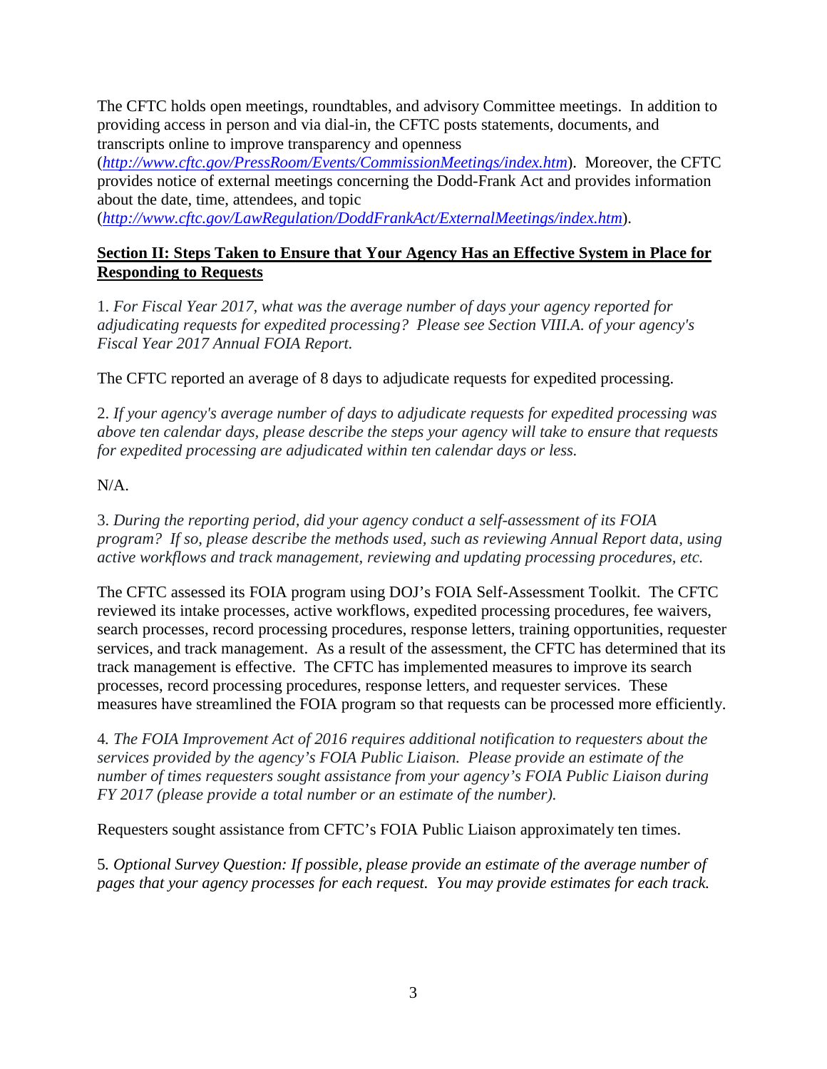The CFTC holds open meetings, roundtables, and advisory Committee meetings. In addition to providing access in person and via dial-in, the CFTC posts statements, documents, and transcripts online to improve transparency and openness (*http://www.cftc.gov/PressRoom/Events/CommissionMeetings/index.htm*). Moreover, the CFTC provides notice of external meetings concerning the Dodd-Frank Act and provides information about the date, time, attendees, and topic (*http://www.cftc.gov/LawRegulation/DoddFrankAct/ExternalMeetings/index.htm*).

## Section II: Steps Taken to Ensure that Your Agency Has an Effective System in Place for Responding to Requests

1. *For Fiscal Year 2017, what was the average number of days your agency reported for adjudicating requests for expedited processing? Please see Section VIII.A. of your agency's Fiscal Year 2017 Annual FOIA Report.*

The CFTC reported an average of 8 days to adjudicate requests for expedited processing.

2. *If your agency's average number of days to adjudicate requests for expedited processing was above ten calendar days, please describe the steps your agency will take to ensure that requests for expedited processing are adjudicated within ten calendar days or less.*

N/A.

3. *During the reporting period, did your agency conduct a self-assessment of its FOIA program? If so, please describe the methods used, such as reviewing Annual Report data, using active workflows and track management, reviewing and updating processing procedures, etc.*

The CFTC assessed its FOIA program using DOJ's FOIA Self-Assessment Toolkit. The CFTC reviewed its intake processes, active workflows, expedited processing procedures, fee waivers, search processes, record processing procedures, response letters, training opportunities, requester services, and track management. As a result of the assessment, the CFTC has determined that its track management is effective. The CFTC has implemented measures to improve its search processes, record processing procedures, response letters, and requester services. These measures have streamlined the FOIA program so that requests can be processed more efficiently.

4. *The FOIA Improvement Act of 2016 requires additional notification to requesters about the services provided by the agency's FOIA Public Liaison. Please provide an estimate of the number of times requesters sought assistance from your agency's FOIA Public Liaison during FY 2017 (please provide a total number or an estimate of the number).*

Requesters sought assistance from CFTC's FOIA Public Liaison approximately ten times.

5. *Optional Survey Question: If possible, please provide an estimate of the average number of pages that your agency processes for each request. You may provide estimates for each track.*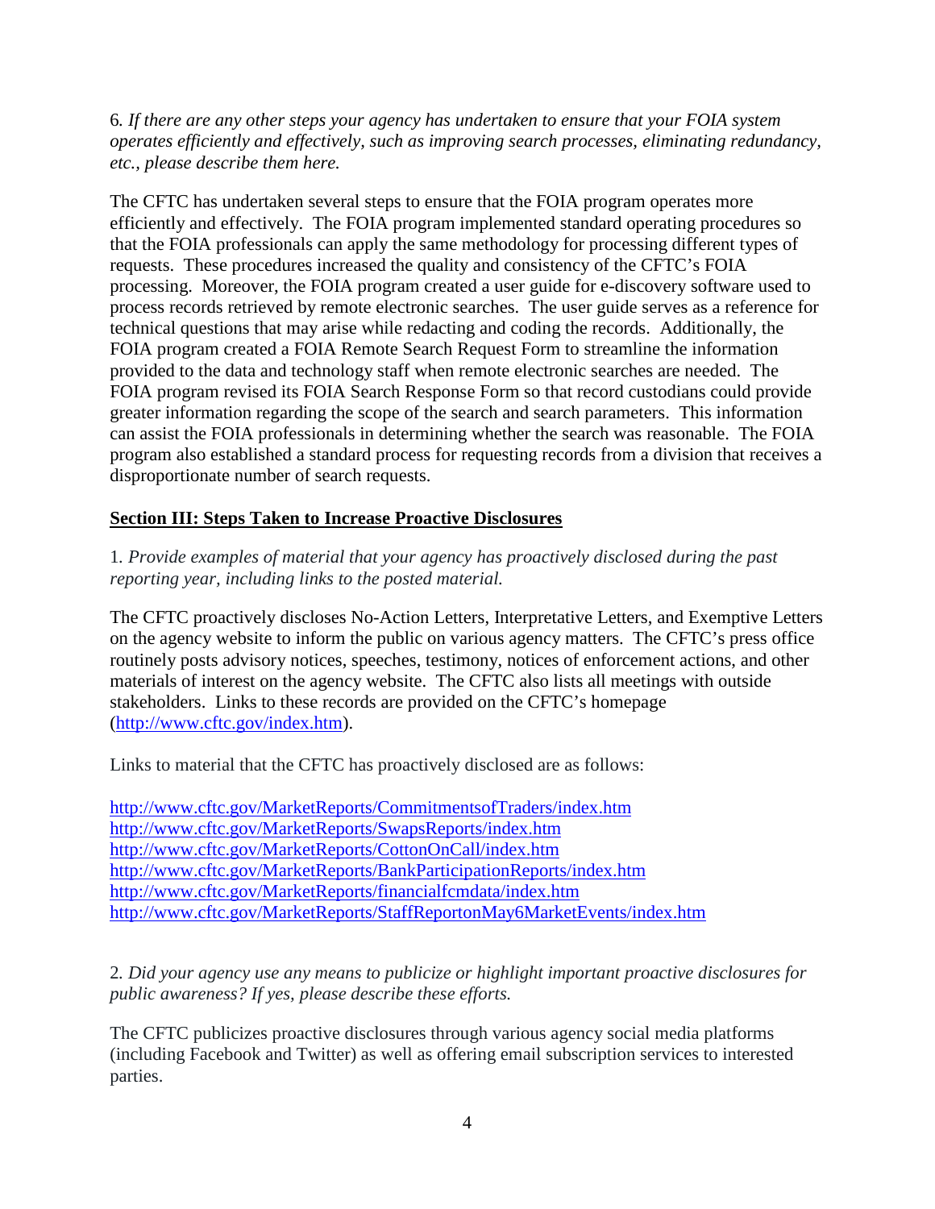6. *If there are any other steps your agency has undertaken to ensure that your FOIA system operates efficiently and effectively, such as improving search processes, eliminating redundancy, etc., please describe them here.*

The CFTC has undertaken several steps to ensure that the FOIA program operates more efficiently and effectively. The FOIA program implemented standard operating procedures so that the FOIA professionals can apply the same methodology for processing different types of requests. These procedures increased the quality and consistency of the CFTC's FOIA processing. Moreover, the FOIA program created a user guide for e-discovery software used to process records retrieved by remote electronic searches. The user guide serves as a reference for technical questions that may arise while redacting and coding the records. Additionally, the FOIA program created a FOIA Remote Search Request Form to streamline the information provided to the data and technology staff when remote electronic searches are needed. The FOIA program revised its FOIA Search Response Form so that record custodians could provide greater information regarding the scope of the search and search parameters. This information can assist the FOIA professionals in determining whether the search was reasonable. The FOIA program also established a standard process for requesting records from a division that receives a disproportionate number of search requests.

## Section III: Steps Taken to Increase Proactive Disclosures

1. *Provide examples of material that your agency has proactively disclosed during the past reporting year, including links to the posted material.*

The CFTC proactively discloses No-Action Letters, Interpretative Letters, and Exemptive Letters on the agency website to inform the public on various agency matters. The CFTC's press office routinely posts advisory notices, speeches, testimony, notices of enforcement actions, and other materials of interest on the agency website. The CFTC also lists all meetings with outside stakeholders. Links to these records are provided on the CFTC's homepage (http://www.cftc.gov/index.htm).

Links to material that the CFTC has proactively disclosed are as follows:

http://www.cftc.gov/MarketReports/CommitmentsofTraders/index.htm
http://www.cftc.gov/MarketReports/SwapsReports/index.htm
http://www.cftc.gov/MarketReports/CottonOnCall/index.htm
http://www.cftc.gov/MarketReports/BankParticipationReports/index.htm
http://www.cftc.gov/MarketReports/financialfcmdata/index.htm
http://www.cftc.gov/MarketReports/StaffReportonMay6MarketEvents/index.htm

2. *Did your agency use any means to publicize or highlight important proactive disclosures for public awareness? If yes, please describe these efforts.*

The CFTC publicizes proactive disclosures through various agency social media platforms (including Facebook and Twitter) as well as offering email subscription services to interested parties.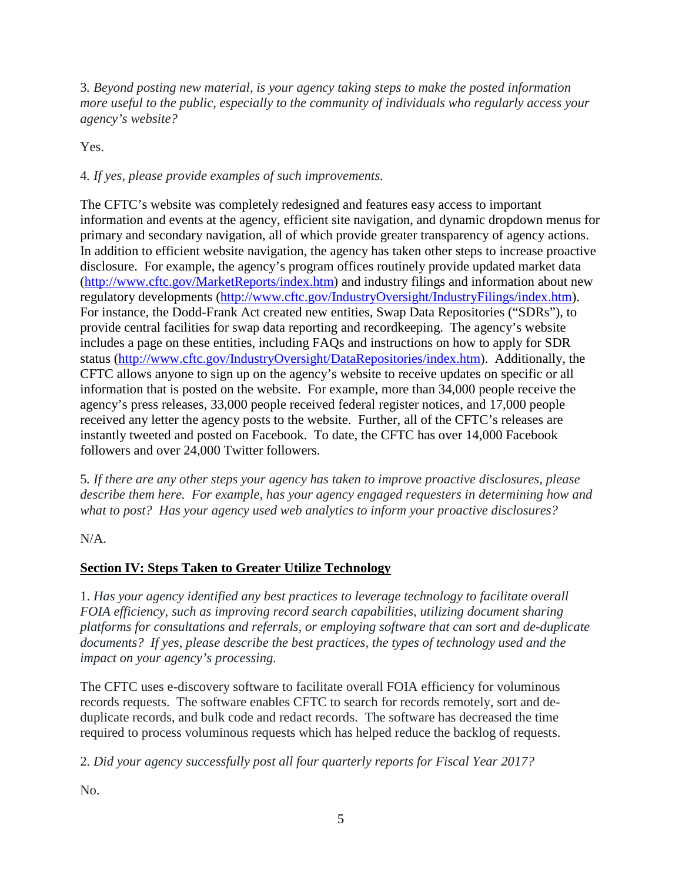3. *Beyond posting new material, is your agency taking steps to make the posted information more useful to the public, especially to the community of individuals who regularly access your agency's website?*

Yes.

4. *If yes, please provide examples of such improvements.*

The CFTC's website was completely redesigned and features easy access to important information and events at the agency, efficient site navigation, and dynamic dropdown menus for primary and secondary navigation, all of which provide greater transparency of agency actions. In addition to efficient website navigation, the agency has taken other steps to increase proactive disclosure. For example, the agency's program offices routinely provide updated market data (http://www.cftc.gov/MarketReports/index.htm) and industry filings and information about new regulatory developments (http://www.cftc.gov/IndustryOversight/IndustryFilings/index.htm). For instance, the Dodd-Frank Act created new entities, Swap Data Repositories ("SDRs"), to provide central facilities for swap data reporting and recordkeeping. The agency's website includes a page on these entities, including FAQs and instructions on how to apply for SDR status (http://www.cftc.gov/IndustryOversight/DataRepositories/index.htm). Additionally, the CFTC allows anyone to sign up on the agency's website to receive updates on specific or all information that is posted on the website. For example, more than 34,000 people receive the agency's press releases, 33,000 people received federal register notices, and 17,000 people received any letter the agency posts to the website. Further, all of the CFTC's releases are instantly tweeted and posted on Facebook. To date, the CFTC has over 14,000 Facebook followers and over 24,000 Twitter followers.

5. *If there are any other steps your agency has taken to improve proactive disclosures, please describe them here. For example, has your agency engaged requesters in determining how and what to post? Has your agency used web analytics to inform your proactive disclosures?*

N/A.

## Section IV: Steps Taken to Greater Utilize Technology

1. *Has your agency identified any best practices to leverage technology to facilitate overall FOIA efficiency, such as improving record search capabilities, utilizing document sharing platforms for consultations and referrals, or employing software that can sort and de-duplicate documents? If yes, please describe the best practices, the types of technology used and the impact on your agency's processing.*

The CFTC uses e-discovery software to facilitate overall FOIA efficiency for voluminous records requests. The software enables CFTC to search for records remotely, sort and de-duplicate records, and bulk code and redact records. The software has decreased the time required to process voluminous requests which has helped reduce the backlog of requests.

2. *Did your agency successfully post all four quarterly reports for Fiscal Year 2017?*

No.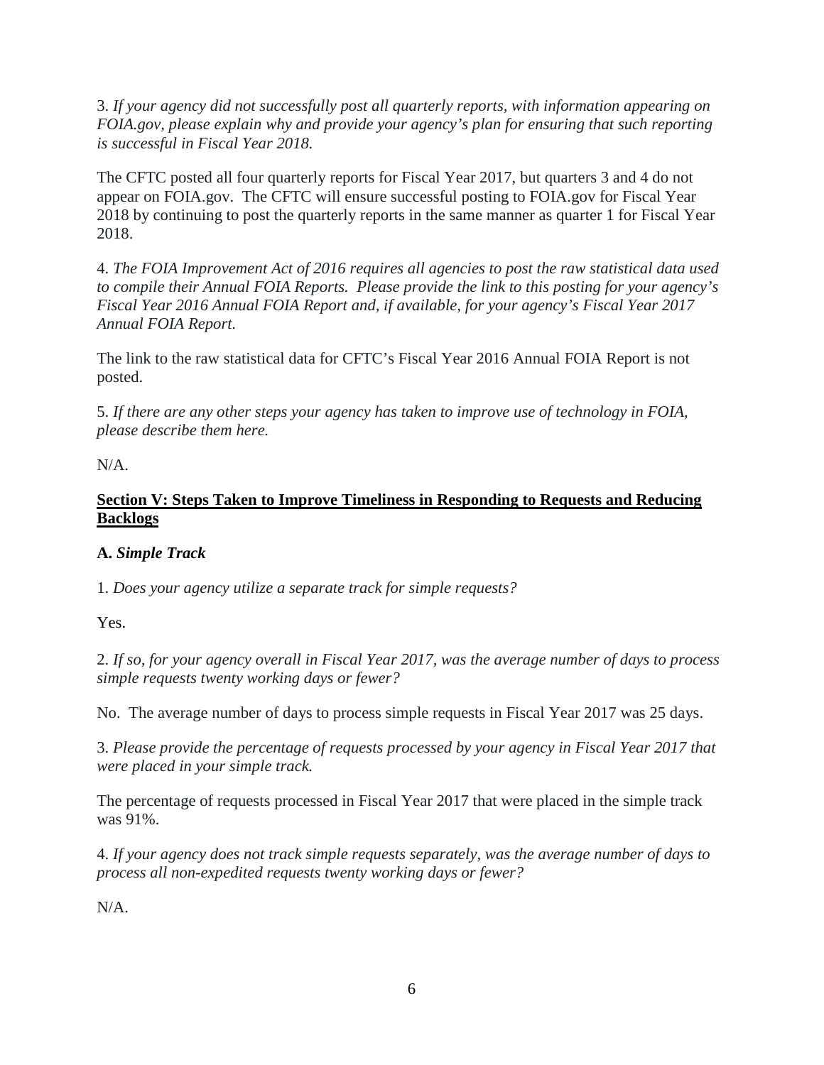3. *If your agency did not successfully post all quarterly reports, with information appearing on FOIA.gov, please explain why and provide your agency's plan for ensuring that such reporting is successful in Fiscal Year 2018.*

The CFTC posted all four quarterly reports for Fiscal Year 2017, but quarters 3 and 4 do not appear on FOIA.gov. The CFTC will ensure successful posting to FOIA.gov for Fiscal Year 2018 by continuing to post the quarterly reports in the same manner as quarter 1 for Fiscal Year 2018.

4. *The FOIA Improvement Act of 2016 requires all agencies to post the raw statistical data used to compile their Annual FOIA Reports. Please provide the link to this posting for your agency's Fiscal Year 2016 Annual FOIA Report and, if available, for your agency's Fiscal Year 2017 Annual FOIA Report.*

The link to the raw statistical data for CFTC's Fiscal Year 2016 Annual FOIA Report is not posted.

5. *If there are any other steps your agency has taken to improve use of technology in FOIA, please describe them here.*

N/A.

## Section V: Steps Taken to Improve Timeliness in Responding to Requests and Reducing Backlogs

### A. *Simple Track*

1. *Does your agency utilize a separate track for simple requests?*

Yes.

2. *If so, for your agency overall in Fiscal Year 2017, was the average number of days to process simple requests twenty working days or fewer?*

No. The average number of days to process simple requests in Fiscal Year 2017 was 25 days.

3. *Please provide the percentage of requests processed by your agency in Fiscal Year 2017 that were placed in your simple track.*

The percentage of requests processed in Fiscal Year 2017 that were placed in the simple track was 91%.

4. *If your agency does not track simple requests separately, was the average number of days to process all non-expedited requests twenty working days or fewer?*

N/A.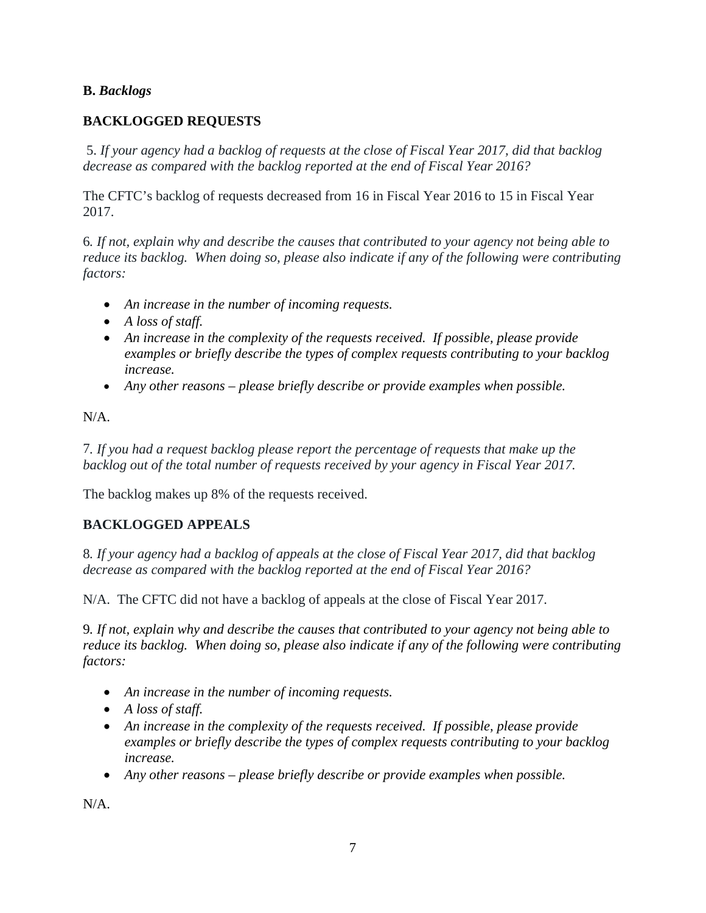**B.** ***Backlogs***

**BACKLOGGED REQUESTS**

5. *If your agency had a backlog of requests at the close of Fiscal Year 2017, did that backlog decrease as compared with the backlog reported at the end of Fiscal Year 2016?*

The CFTC's backlog of requests decreased from 16 in Fiscal Year 2016 to 15 in Fiscal Year 2017.

6. *If not, explain why and describe the causes that contributed to your agency not being able to reduce its backlog. When doing so, please also indicate if any of the following were contributing factors:*

- *An increase in the number of incoming requests.*
- *A loss of staff.*
- *An increase in the complexity of the requests received. If possible, please provide examples or briefly describe the types of complex requests contributing to your backlog increase.*
- *Any other reasons – please briefly describe or provide examples when possible.*

N/A.

7. *If you had a request backlog please report the percentage of requests that make up the backlog out of the total number of requests received by your agency in Fiscal Year 2017.*

The backlog makes up 8% of the requests received.

**BACKLOGGED APPEALS**

8. *If your agency had a backlog of appeals at the close of Fiscal Year 2017, did that backlog decrease as compared with the backlog reported at the end of Fiscal Year 2016?*

N/A. The CFTC did not have a backlog of appeals at the close of Fiscal Year 2017.

9. *If not, explain why and describe the causes that contributed to your agency not being able to reduce its backlog. When doing so, please also indicate if any of the following were contributing factors:*

- *An increase in the number of incoming requests.*
- *A loss of staff.*
- *An increase in the complexity of the requests received. If possible, please provide examples or briefly describe the types of complex requests contributing to your backlog increase.*
- *Any other reasons – please briefly describe or provide examples when possible.*

N/A.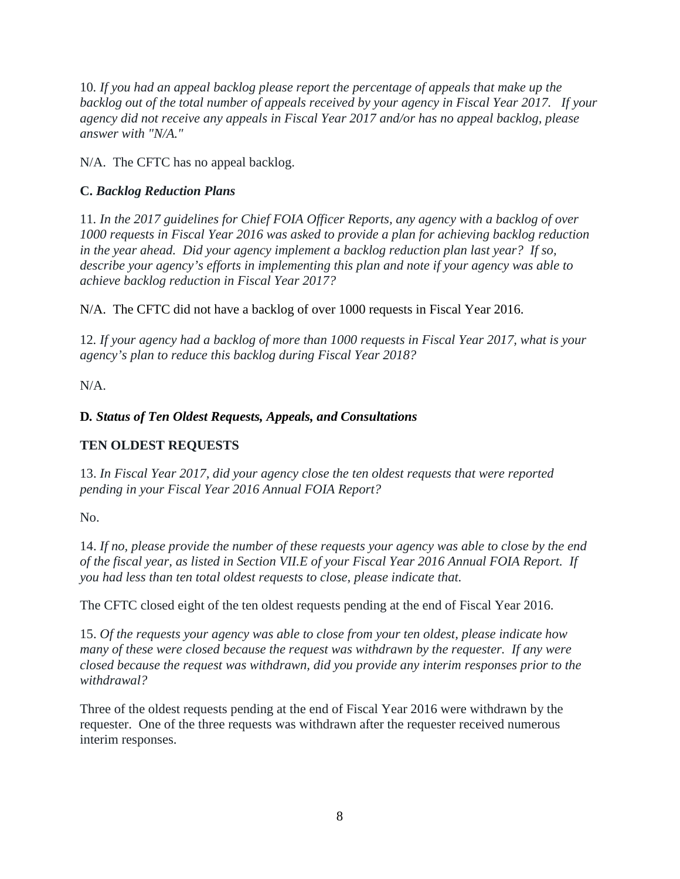10. *If you had an appeal backlog please report the percentage of appeals that make up the backlog out of the total number of appeals received by your agency in Fiscal Year 2017. If your agency did not receive any appeals in Fiscal Year 2017 and/or has no appeal backlog, please answer with "N/A."*

N/A. The CFTC has no appeal backlog.

### C. *Backlog Reduction Plans*

11. *In the 2017 guidelines for Chief FOIA Officer Reports, any agency with a backlog of over 1000 requests in Fiscal Year 2016 was asked to provide a plan for achieving backlog reduction in the year ahead. Did your agency implement a backlog reduction plan last year? If so, describe your agency's efforts in implementing this plan and note if your agency was able to achieve backlog reduction in Fiscal Year 2017?*

N/A. The CFTC did not have a backlog of over 1000 requests in Fiscal Year 2016.

12. *If your agency had a backlog of more than 1000 requests in Fiscal Year 2017, what is your agency's plan to reduce this backlog during Fiscal Year 2018?*

N/A.

### D. *Status of Ten Oldest Requests, Appeals, and Consultations*

#### TEN OLDEST REQUESTS

13. *In Fiscal Year 2017, did your agency close the ten oldest requests that were reported pending in your Fiscal Year 2016 Annual FOIA Report?*

No.

14. *If no, please provide the number of these requests your agency was able to close by the end of the fiscal year, as listed in Section VII.E of your Fiscal Year 2016 Annual FOIA Report. If you had less than ten total oldest requests to close, please indicate that.*

The CFTC closed eight of the ten oldest requests pending at the end of Fiscal Year 2016.

15. *Of the requests your agency was able to close from your ten oldest, please indicate how many of these were closed because the request was withdrawn by the requester. If any were closed because the request was withdrawn, did you provide any interim responses prior to the withdrawal?*

Three of the oldest requests pending at the end of Fiscal Year 2016 were withdrawn by the requester. One of the three requests was withdrawn after the requester received numerous interim responses.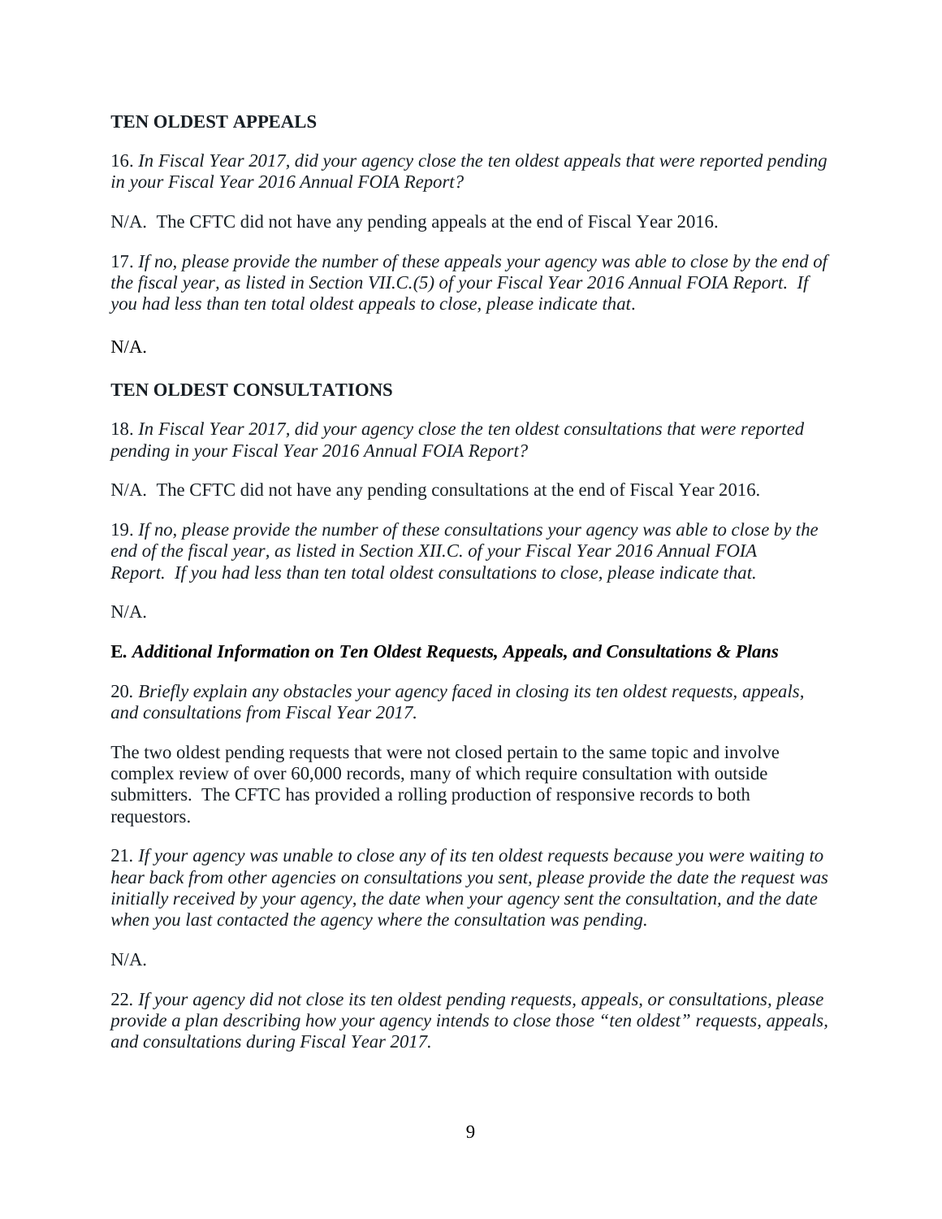### TEN OLDEST APPEALS

16. *In Fiscal Year 2017, did your agency close the ten oldest appeals that were reported pending in your Fiscal Year 2016 Annual FOIA Report?*

N/A. The CFTC did not have any pending appeals at the end of Fiscal Year 2016.

17. *If no, please provide the number of these appeals your agency was able to close by the end of the fiscal year, as listed in Section VII.C.(5) of your Fiscal Year 2016 Annual FOIA Report. If you had less than ten total oldest appeals to close, please indicate that.*

N/A.

### TEN OLDEST CONSULTATIONS

18. *In Fiscal Year 2017, did your agency close the ten oldest consultations that were reported pending in your Fiscal Year 2016 Annual FOIA Report?*

N/A. The CFTC did not have any pending consultations at the end of Fiscal Year 2016.

19. *If no, please provide the number of these consultations your agency was able to close by the end of the fiscal year, as listed in Section XII.C. of your Fiscal Year 2016 Annual FOIA Report. If you had less than ten total oldest consultations to close, please indicate that.*

N/A.

### E. *Additional Information on Ten Oldest Requests, Appeals, and Consultations & Plans*

20. *Briefly explain any obstacles your agency faced in closing its ten oldest requests, appeals, and consultations from Fiscal Year 2017.*

The two oldest pending requests that were not closed pertain to the same topic and involve complex review of over 60,000 records, many of which require consultation with outside submitters. The CFTC has provided a rolling production of responsive records to both requestors.

21. *If your agency was unable to close any of its ten oldest requests because you were waiting to hear back from other agencies on consultations you sent, please provide the date the request was initially received by your agency, the date when your agency sent the consultation, and the date when you last contacted the agency where the consultation was pending.*

N/A.

22. *If your agency did not close its ten oldest pending requests, appeals, or consultations, please provide a plan describing how your agency intends to close those "ten oldest" requests, appeals, and consultations during Fiscal Year 2017.*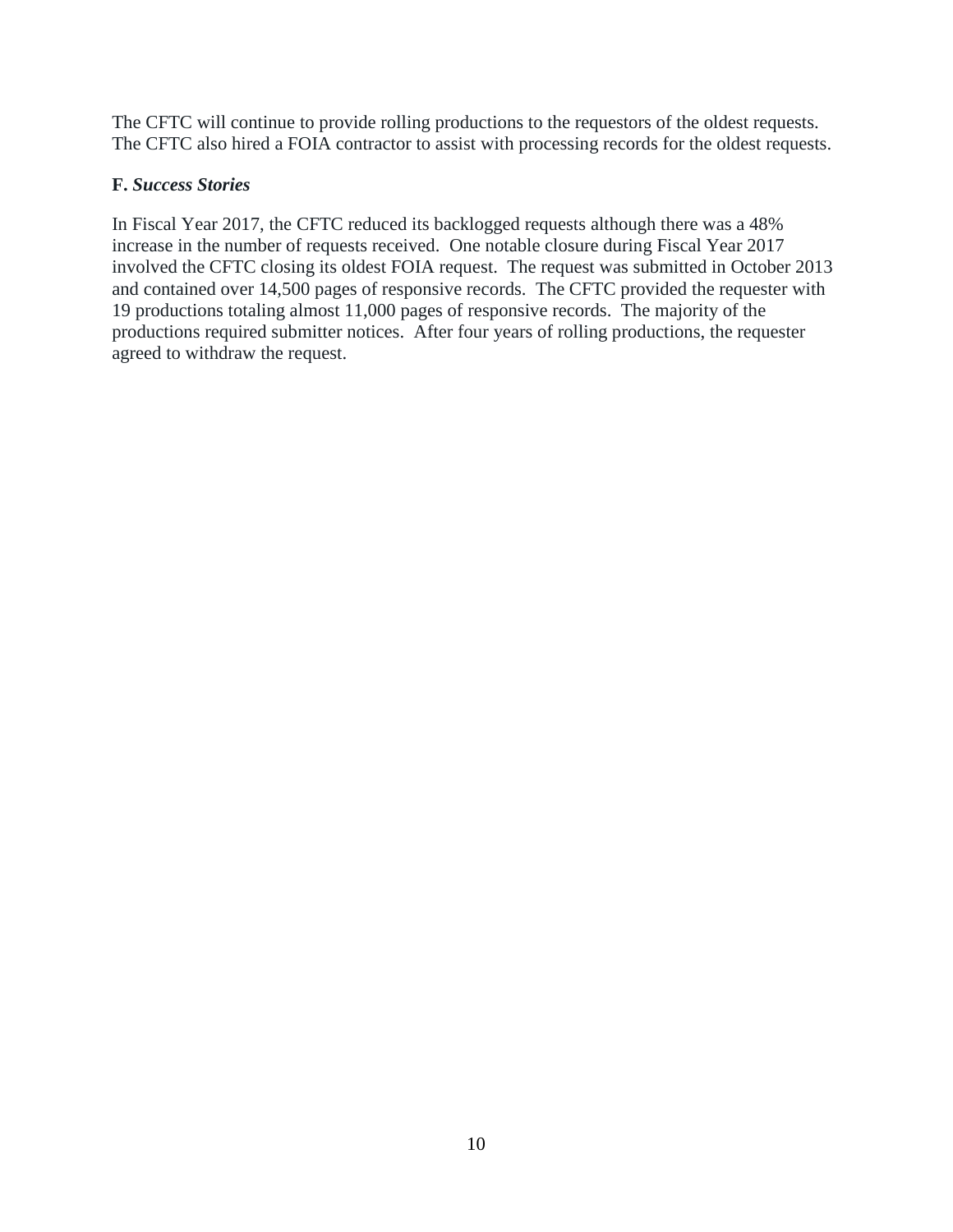The CFTC will continue to provide rolling productions to the requestors of the oldest requests. The CFTC also hired a FOIA contractor to assist with processing records for the oldest requests.

### F. *Success Stories*

In Fiscal Year 2017, the CFTC reduced its backlogged requests although there was a 48% increase in the number of requests received. One notable closure during Fiscal Year 2017 involved the CFTC closing its oldest FOIA request. The request was submitted in October 2013 and contained over 14,500 pages of responsive records. The CFTC provided the requester with 19 productions totaling almost 11,000 pages of responsive records. The majority of the productions required submitter notices. After four years of rolling productions, the requester agreed to withdraw the request.